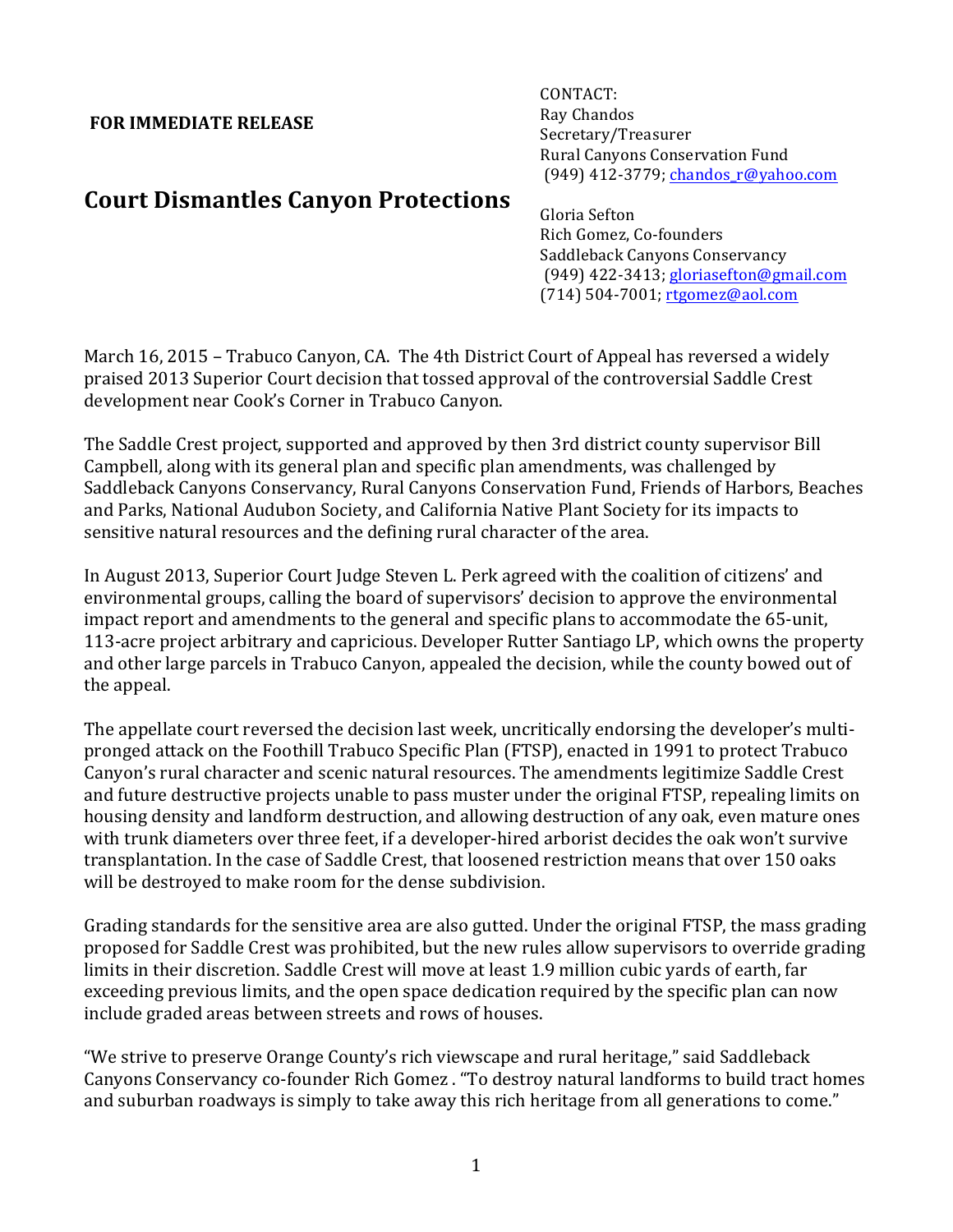**FOR IMMEDIATE RELEASE**

CONTACT:
Ray Chandos
Secretary/Treasurer
Rural Canyons Conservation Fund
(949) 412-3779; chandos_r@yahoo.com

Gloria Sefton
Rich Gomez, Co-founders
Saddleback Canyons Conservancy
(949) 422-3413; gloriasefton@gmail.com
(714) 504-7001; rtgomez@aol.com

# Court Dismantles Canyon Protections

March 16, 2015 – Trabuco Canyon, CA. The 4th District Court of Appeal has reversed a widely praised 2013 Superior Court decision that tossed approval of the controversial Saddle Crest development near Cook's Corner in Trabuco Canyon.

The Saddle Crest project, supported and approved by then 3rd district county supervisor Bill Campbell, along with its general plan and specific plan amendments, was challenged by Saddleback Canyons Conservancy, Rural Canyons Conservation Fund, Friends of Harbors, Beaches and Parks, National Audubon Society, and California Native Plant Society for its impacts to sensitive natural resources and the defining rural character of the area.

In August 2013, Superior Court Judge Steven L. Perk agreed with the coalition of citizens' and environmental groups, calling the board of supervisors' decision to approve the environmental impact report and amendments to the general and specific plans to accommodate the 65-unit, 113-acre project arbitrary and capricious. Developer Rutter Santiago LP, which owns the property and other large parcels in Trabuco Canyon, appealed the decision, while the county bowed out of the appeal.

The appellate court reversed the decision last week, uncritically endorsing the developer's multi-pronged attack on the Foothill Trabuco Specific Plan (FTSP), enacted in 1991 to protect Trabuco Canyon's rural character and scenic natural resources. The amendments legitimize Saddle Crest and future destructive projects unable to pass muster under the original FTSP, repealing limits on housing density and landform destruction, and allowing destruction of any oak, even mature ones with trunk diameters over three feet, if a developer-hired arborist decides the oak won't survive transplantation. In the case of Saddle Crest, that loosened restriction means that over 150 oaks will be destroyed to make room for the dense subdivision.

Grading standards for the sensitive area are also gutted. Under the original FTSP, the mass grading proposed for Saddle Crest was prohibited, but the new rules allow supervisors to override grading limits in their discretion. Saddle Crest will move at least 1.9 million cubic yards of earth, far exceeding previous limits, and the open space dedication required by the specific plan can now include graded areas between streets and rows of houses.

"We strive to preserve Orange County's rich viewscape and rural heritage," said Saddleback Canyons Conservancy co-founder Rich Gomez . "To destroy natural landforms to build tract homes and suburban roadways is simply to take away this rich heritage from all generations to come."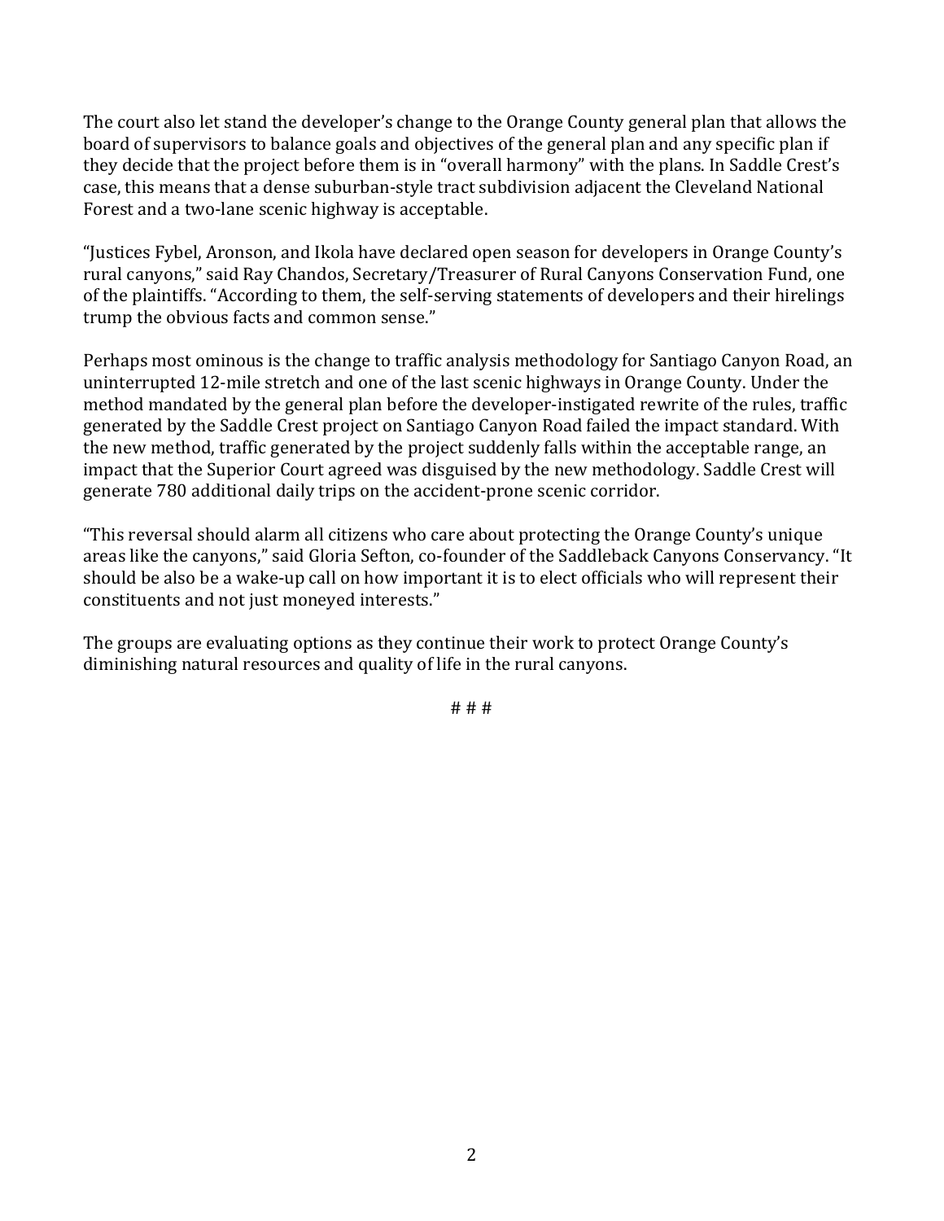The court also let stand the developer's change to the Orange County general plan that allows the board of supervisors to balance goals and objectives of the general plan and any specific plan if they decide that the project before them is in "overall harmony" with the plans. In Saddle Crest's case, this means that a dense suburban-style tract subdivision adjacent the Cleveland National Forest and a two-lane scenic highway is acceptable.

"Justices Fybel, Aronson, and Ikola have declared open season for developers in Orange County's rural canyons," said Ray Chandos, Secretary/Treasurer of Rural Canyons Conservation Fund, one of the plaintiffs. "According to them, the self-serving statements of developers and their hirelings trump the obvious facts and common sense."

Perhaps most ominous is the change to traffic analysis methodology for Santiago Canyon Road, an uninterrupted 12-mile stretch and one of the last scenic highways in Orange County. Under the method mandated by the general plan before the developer-instigated rewrite of the rules, traffic generated by the Saddle Crest project on Santiago Canyon Road failed the impact standard. With the new method, traffic generated by the project suddenly falls within the acceptable range, an impact that the Superior Court agreed was disguised by the new methodology. Saddle Crest will generate 780 additional daily trips on the accident-prone scenic corridor.

"This reversal should alarm all citizens who care about protecting the Orange County's unique areas like the canyons," said Gloria Sefton, co-founder of the Saddleback Canyons Conservancy. "It should be also be a wake-up call on how important it is to elect officials who will represent their constituents and not just moneyed interests."

The groups are evaluating options as they continue their work to protect Orange County's diminishing natural resources and quality of life in the rural canyons.

# # #